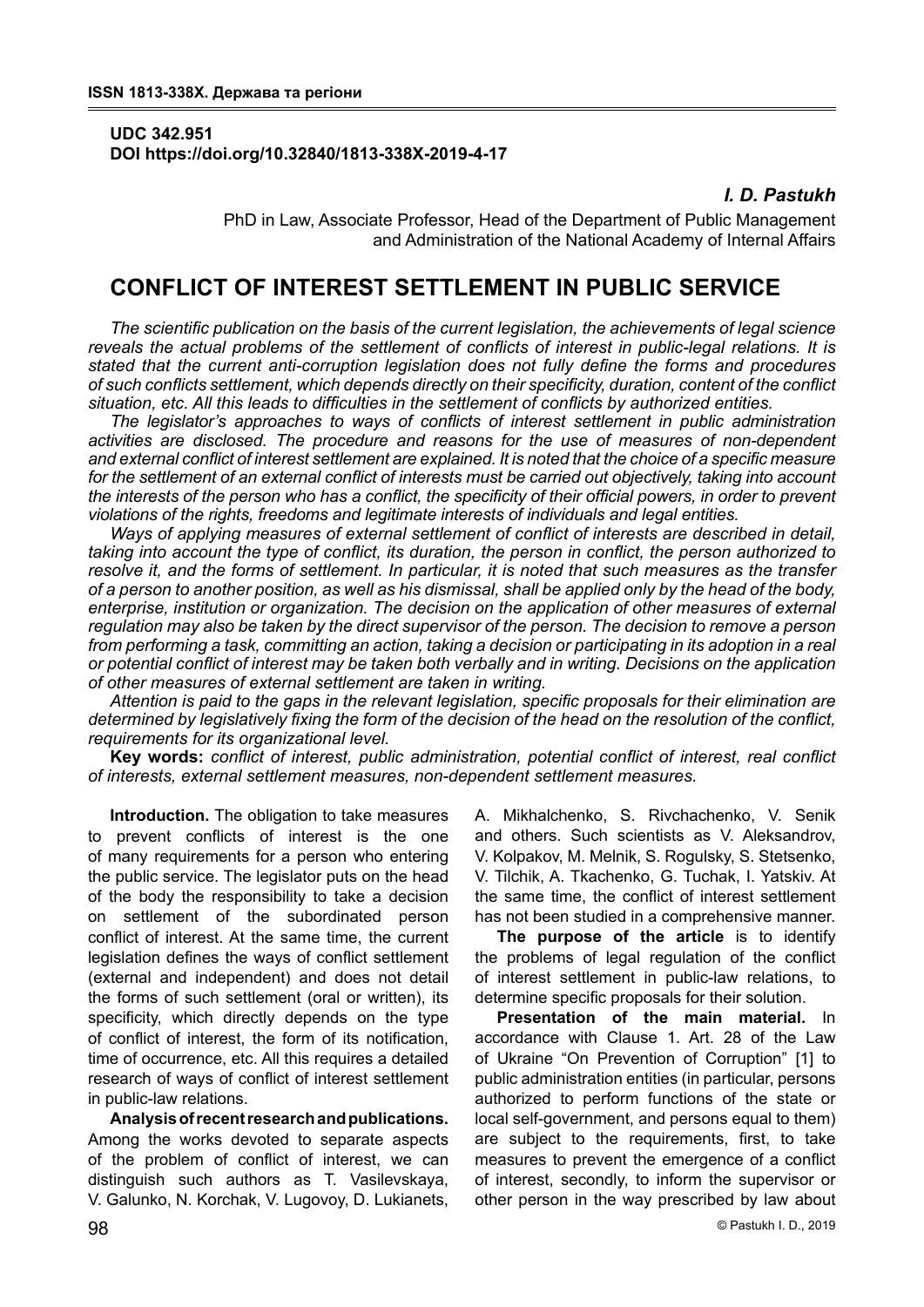UDC 342.951
DOI https://doi.org/10.32840/1813-338X-2019-4-17

***I. D. Pastukh***

PhD in Law, Associate Professor, Head of the Department of Public Management and Administration of the National Academy of Internal Affairs

# CONFLICT OF INTEREST SETTLEMENT IN PUBLIC SERVICE

*The scientific publication on the basis of the current legislation, the achievements of legal science reveals the actual problems of the settlement of conflicts of interest in public-legal relations. It is stated that the current anti-corruption legislation does not fully define the forms and procedures of such conflicts settlement, which depends directly on their specificity, duration, content of the conflict situation, etc. All this leads to difficulties in the settlement of conflicts by authorized entities.*

*The legislator's approaches to ways of conflicts of interest settlement in public administration activities are disclosed. The procedure and reasons for the use of measures of non-dependent and external conflict of interest settlement are explained. It is noted that the choice of a specific measure for the settlement of an external conflict of interests must be carried out objectively, taking into account the interests of the person who has a conflict, the specificity of their official powers, in order to prevent violations of the rights, freedoms and legitimate interests of individuals and legal entities.*

*Ways of applying measures of external settlement of conflict of interests are described in detail, taking into account the type of conflict, its duration, the person in conflict, the person authorized to resolve it, and the forms of settlement. In particular, it is noted that such measures as the transfer of a person to another position, as well as his dismissal, shall be applied only by the head of the body, enterprise, institution or organization. The decision on the application of other measures of external regulation may also be taken by the direct supervisor of the person. The decision to remove a person from performing a task, committing an action, taking a decision or participating in its adoption in a real or potential conflict of interest may be taken both verbally and in writing. Decisions on the application of other measures of external settlement are taken in writing.*

*Attention is paid to the gaps in the relevant legislation, specific proposals for their elimination are determined by legislatively fixing the form of the decision of the head on the resolution of the conflict, requirements for its organizational level.*

**Key words:** *conflict of interest, public administration, potential conflict of interest, real conflict of interests, external settlement measures, non-dependent settlement measures.*

**Introduction.** The obligation to take measures to prevent conflicts of interest is the one of many requirements for a person who entering the public service. The legislator puts on the head of the body the responsibility to take a decision on settlement of the subordinated person conflict of interest. At the same time, the current legislation defines the ways of conflict settlement (external and independent) and does not detail the forms of such settlement (oral or written), its specificity, which directly depends on the type of conflict of interest, the form of its notification, time of occurrence, etc. All this requires a detailed research of ways of conflict of interest settlement in public-law relations.

**Analysis of recent research and publications.** Among the works devoted to separate aspects of the problem of conflict of interest, we can distinguish such authors as T. Vasilevskaya, V. Galunko, N. Korchak, V. Lugovoy, D. Lukianets, A. Mikhalchenko, S. Rivchachenko, V. Senik and others. Such scientists as V. Aleksandrov, V. Kolpakov, M. Melnik, S. Rogulsky, S. Stetsenko, V. Tilchik, A. Tkachenko, G. Tuchak, I. Yatskiv. At the same time, the conflict of interest settlement has not been studied in a comprehensive manner.

**The purpose of the article** is to identify the problems of legal regulation of the conflict of interest settlement in public-law relations, to determine specific proposals for their solution.

**Presentation of the main material.** In accordance with Clause 1. Art. 28 of the Law of Ukraine "On Prevention of Corruption" [1] to public administration entities (in particular, persons authorized to perform functions of the state or local self-government, and persons equal to them) are subject to the requirements, first, to take measures to prevent the emergence of a conflict of interest, secondly, to inform the supervisor or other person in the way prescribed by law about

© Pastukh I. D., 2019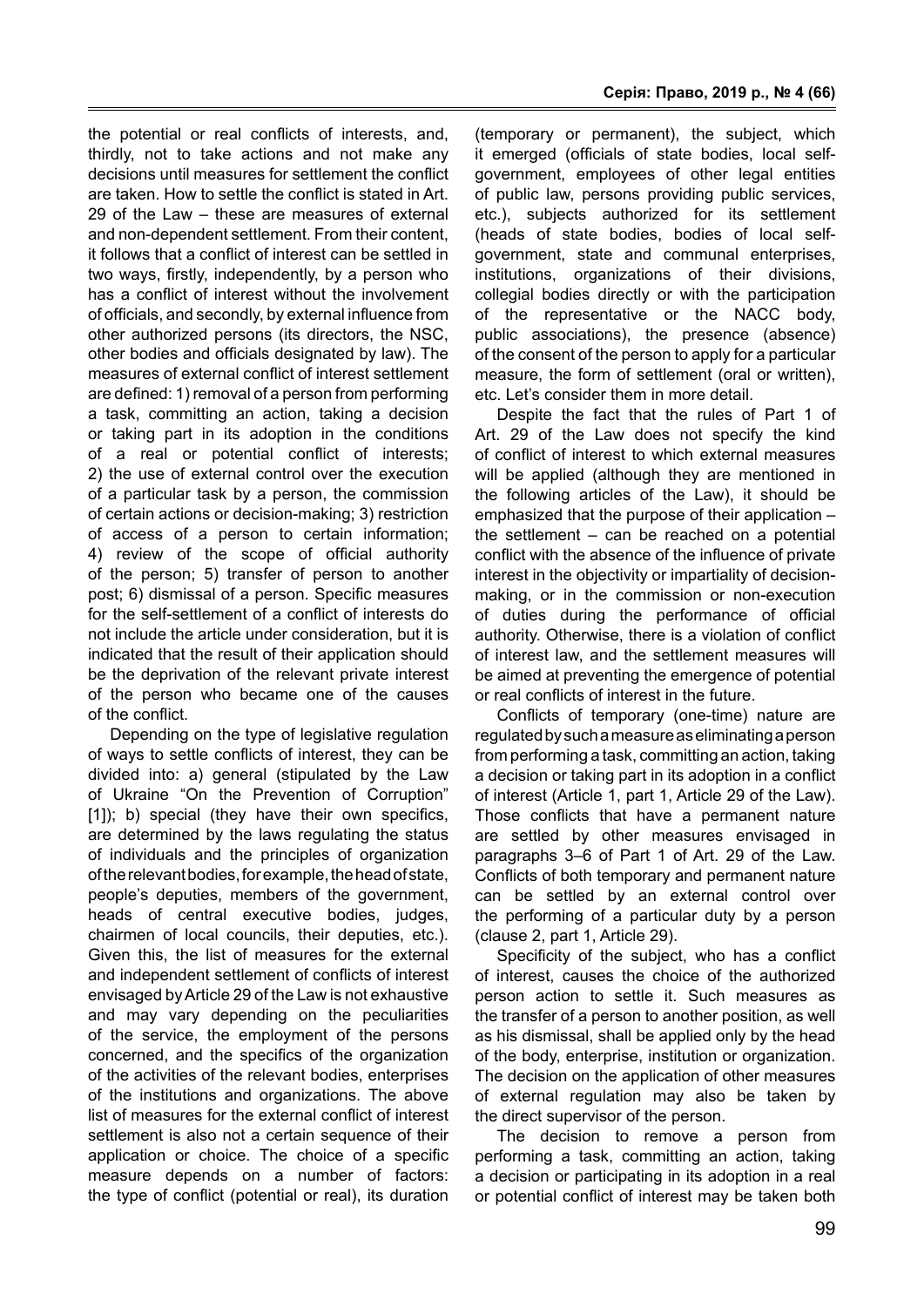the potential or real conflicts of interests, and, thirdly, not to take actions and not make any decisions until measures for settlement the conflict are taken. How to settle the conflict is stated in Art. 29 of the Law – these are measures of external and non-dependent settlement. From their content, it follows that a conflict of interest can be settled in two ways, firstly, independently, by a person who has a conflict of interest without the involvement of officials, and secondly, by external influence from other authorized persons (its directors, the NSC, other bodies and officials designated by law). The measures of external conflict of interest settlement are defined: 1) removal of a person from performing a task, committing an action, taking a decision or taking part in its adoption in the conditions of a real or potential conflict of interests; 2) the use of external control over the execution of a particular task by a person, the commission of certain actions or decision-making; 3) restriction of access of a person to certain information; 4) review of the scope of official authority of the person; 5) transfer of person to another post; 6) dismissal of a person. Specific measures for the self-settlement of a conflict of interests do not include the article under consideration, but it is indicated that the result of their application should be the deprivation of the relevant private interest of the person who became one of the causes of the conflict.

Depending on the type of legislative regulation of ways to settle conflicts of interest, they can be divided into: a) general (stipulated by the Law of Ukraine "On the Prevention of Corruption" [1]); b) special (they have their own specifics, are determined by the laws regulating the status of individuals and the principles of organization of the relevant bodies, for example, the head of state, people's deputies, members of the government, heads of central executive bodies, judges, chairmen of local councils, their deputies, etc.). Given this, the list of measures for the external and independent settlement of conflicts of interest envisaged by Article 29 of the Law is not exhaustive and may vary depending on the peculiarities of the service, the employment of the persons concerned, and the specifics of the organization of the activities of the relevant bodies, enterprises of the institutions and organizations. The above list of measures for the external conflict of interest settlement is also not a certain sequence of their application or choice. The choice of a specific measure depends on a number of factors: the type of conflict (potential or real), its duration (temporary or permanent), the subject, which it emerged (officials of state bodies, local self-government, employees of other legal entities of public law, persons providing public services, etc.), subjects authorized for its settlement (heads of state bodies, bodies of local self-government, state and communal enterprises, institutions, organizations of their divisions, collegial bodies directly or with the participation of the representative or the NACC body, public associations), the presence (absence) of the consent of the person to apply for a particular measure, the form of settlement (oral or written), etc. Let's consider them in more detail.

Despite the fact that the rules of Part 1 of Art. 29 of the Law does not specify the kind of conflict of interest to which external measures will be applied (although they are mentioned in the following articles of the Law), it should be emphasized that the purpose of their application – the settlement – can be reached on a potential conflict with the absence of the influence of private interest in the objectivity or impartiality of decision-making, or in the commission or non-execution of duties during the performance of official authority. Otherwise, there is a violation of conflict of interest law, and the settlement measures will be aimed at preventing the emergence of potential or real conflicts of interest in the future.

Conflicts of temporary (one-time) nature are regulated by such a measure as eliminating a person from performing a task, committing an action, taking a decision or taking part in its adoption in a conflict of interest (Article 1, part 1, Article 29 of the Law). Those conflicts that have a permanent nature are settled by other measures envisaged in paragraphs 3–6 of Part 1 of Art. 29 of the Law. Conflicts of both temporary and permanent nature can be settled by an external control over the performing of a particular duty by a person (clause 2, part 1, Article 29).

Specificity of the subject, who has a conflict of interest, causes the choice of the authorized person action to settle it. Such measures as the transfer of a person to another position, as well as his dismissal, shall be applied only by the head of the body, enterprise, institution or organization. The decision on the application of other measures of external regulation may also be taken by the direct supervisor of the person.

The decision to remove a person from performing a task, committing an action, taking a decision or participating in its adoption in a real or potential conflict of interest may be taken both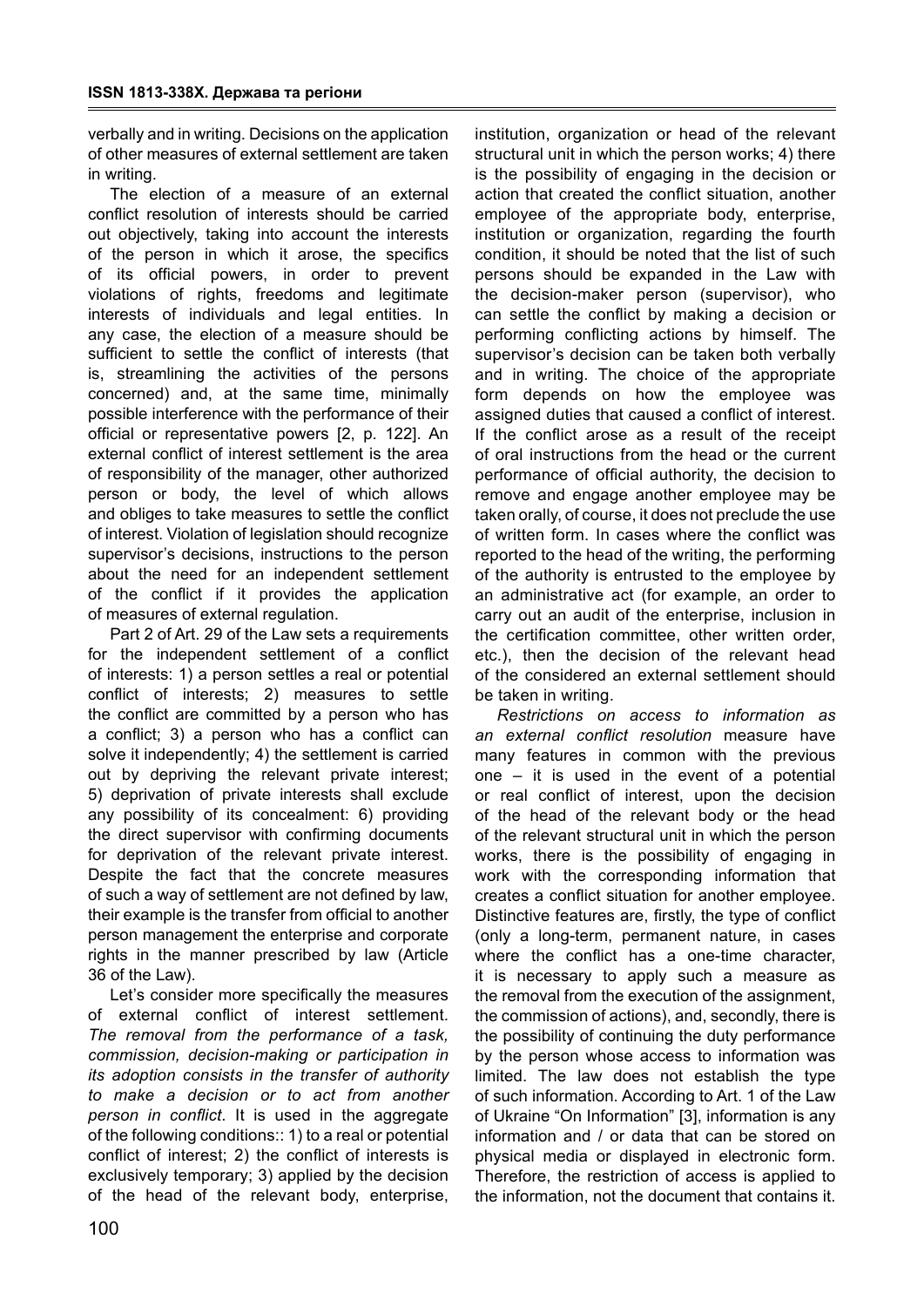verbally and in writing. Decisions on the application of other measures of external settlement are taken in writing.

The election of a measure of an external conflict resolution of interests should be carried out objectively, taking into account the interests of the person in which it arose, the specifics of its official powers, in order to prevent violations of rights, freedoms and legitimate interests of individuals and legal entities. In any case, the election of a measure should be sufficient to settle the conflict of interests (that is, streamlining the activities of the persons concerned) and, at the same time, minimally possible interference with the performance of their official or representative powers [2, p. 122]. An external conflict of interest settlement is the area of responsibility of the manager, other authorized person or body, the level of which allows and obliges to take measures to settle the conflict of interest. Violation of legislation should recognize supervisor's decisions, instructions to the person about the need for an independent settlement of the conflict if it provides the application of measures of external regulation.

Part 2 of Art. 29 of the Law sets a requirements for the independent settlement of a conflict of interests: 1) a person settles a real or potential conflict of interests; 2) measures to settle the conflict are committed by a person who has a conflict; 3) a person who has a conflict can solve it independently; 4) the settlement is carried out by depriving the relevant private interest; 5) deprivation of private interests shall exclude any possibility of its concealment: 6) providing the direct supervisor with confirming documents for deprivation of the relevant private interest. Despite the fact that the concrete measures of such a way of settlement are not defined by law, their example is the transfer from official to another person management the enterprise and corporate rights in the manner prescribed by law (Article 36 of the Law).

Let's consider more specifically the measures of external conflict of interest settlement. *The removal from the performance of a task, commission, decision-making or participation in its adoption consists in the transfer of authority to make a decision or to act from another person in conflict*. It is used in the aggregate of the following conditions:: 1) to a real or potential conflict of interest; 2) the conflict of interests is exclusively temporary; 3) applied by the decision of the head of the relevant body, enterprise, institution, organization or head of the relevant structural unit in which the person works; 4) there is the possibility of engaging in the decision or action that created the conflict situation, another employee of the appropriate body, enterprise, institution or organization, regarding the fourth condition, it should be noted that the list of such persons should be expanded in the Law with the decision-maker person (supervisor), who can settle the conflict by making a decision or performing conflicting actions by himself. The supervisor's decision can be taken both verbally and in writing. The choice of the appropriate form depends on how the employee was assigned duties that caused a conflict of interest. If the conflict arose as a result of the receipt of oral instructions from the head or the current performance of official authority, the decision to remove and engage another employee may be taken orally, of course, it does not preclude the use of written form. In cases where the conflict was reported to the head of the writing, the performing of the authority is entrusted to the employee by an administrative act (for example, an order to carry out an audit of the enterprise, inclusion in the certification committee, other written order, etc.), then the decision of the relevant head of the considered an external settlement should be taken in writing.

*Restrictions on access to information as an external conflict resolution* measure have many features in common with the previous one – it is used in the event of a potential or real conflict of interest, upon the decision of the head of the relevant body or the head of the relevant structural unit in which the person works, there is the possibility of engaging in work with the corresponding information that creates a conflict situation for another employee. Distinctive features are, firstly, the type of conflict (only a long-term, permanent nature, in cases where the conflict has a one-time character, it is necessary to apply such a measure as the removal from the execution of the assignment, the commission of actions), and, secondly, there is the possibility of continuing the duty performance by the person whose access to information was limited. The law does not establish the type of such information. According to Art. 1 of the Law of Ukraine "On Information" [3], information is any information and / or data that can be stored on physical media or displayed in electronic form. Therefore, the restriction of access is applied to the information, not the document that contains it.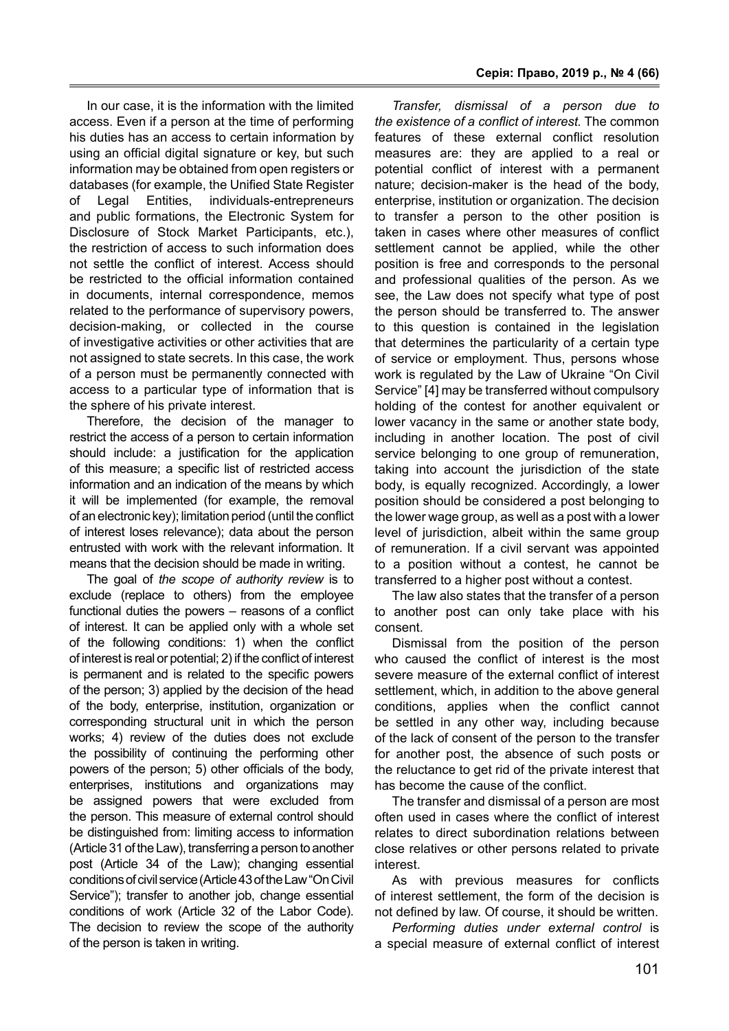In our case, it is the information with the limited access. Even if a person at the time of performing his duties has an access to certain information by using an official digital signature or key, but such information may be obtained from open registers or databases (for example, the Unified State Register of Legal Entities, individuals-entrepreneurs and public formations, the Electronic System for Disclosure of Stock Market Participants, etc.), the restriction of access to such information does not settle the conflict of interest. Access should be restricted to the official information contained in documents, internal correspondence, memos related to the performance of supervisory powers, decision-making, or collected in the course of investigative activities or other activities that are not assigned to state secrets. In this case, the work of a person must be permanently connected with access to a particular type of information that is the sphere of his private interest.

Therefore, the decision of the manager to restrict the access of a person to certain information should include: a justification for the application of this measure; a specific list of restricted access information and an indication of the means by which it will be implemented (for example, the removal of an electronic key); limitation period (until the conflict of interest loses relevance); data about the person entrusted with work with the relevant information. It means that the decision should be made in writing.

The goal of *the scope of authority review* is to exclude (replace to others) from the employee functional duties the powers – reasons of a conflict of interest. It can be applied only with a whole set of the following conditions: 1) when the conflict of interest is real or potential; 2) if the conflict of interest is permanent and is related to the specific powers of the person; 3) applied by the decision of the head of the body, enterprise, institution, organization or corresponding structural unit in which the person works; 4) review of the duties does not exclude the possibility of continuing the performing other powers of the person; 5) other officials of the body, enterprises, institutions and organizations may be assigned powers that were excluded from the person. This measure of external control should be distinguished from: limiting access to information (Article 31 of the Law), transferring a person to another post (Article 34 of the Law); changing essential conditions of civil service (Article 43 of the Law "On Civil Service"); transfer to another job, change essential conditions of work (Article 32 of the Labor Code). The decision to review the scope of the authority of the person is taken in writing.

*Transfer, dismissal of a person due to the existence of a conflict of interest.* The common features of these external conflict resolution measures are: they are applied to a real or potential conflict of interest with a permanent nature; decision-maker is the head of the body, enterprise, institution or organization. The decision to transfer a person to the other position is taken in cases where other measures of conflict settlement cannot be applied, while the other position is free and corresponds to the personal and professional qualities of the person. As we see, the Law does not specify what type of post the person should be transferred to. The answer to this question is contained in the legislation that determines the particularity of a certain type of service or employment. Thus, persons whose work is regulated by the Law of Ukraine "On Civil Service" [4] may be transferred without compulsory holding of the contest for another equivalent or lower vacancy in the same or another state body, including in another location. The post of civil service belonging to one group of remuneration, taking into account the jurisdiction of the state body, is equally recognized. Accordingly, a lower position should be considered a post belonging to the lower wage group, as well as a post with a lower level of jurisdiction, albeit within the same group of remuneration. If a civil servant was appointed to a position without a contest, he cannot be transferred to a higher post without a contest.

The law also states that the transfer of a person to another post can only take place with his consent.

Dismissal from the position of the person who caused the conflict of interest is the most severe measure of the external conflict of interest settlement, which, in addition to the above general conditions, applies when the conflict cannot be settled in any other way, including because of the lack of consent of the person to the transfer for another post, the absence of such posts or the reluctance to get rid of the private interest that has become the cause of the conflict.

The transfer and dismissal of a person are most often used in cases where the conflict of interest relates to direct subordination relations between close relatives or other persons related to private interest.

As with previous measures for conflicts of interest settlement, the form of the decision is not defined by law. Of course, it should be written.

*Performing duties under external control* is a special measure of external conflict of interest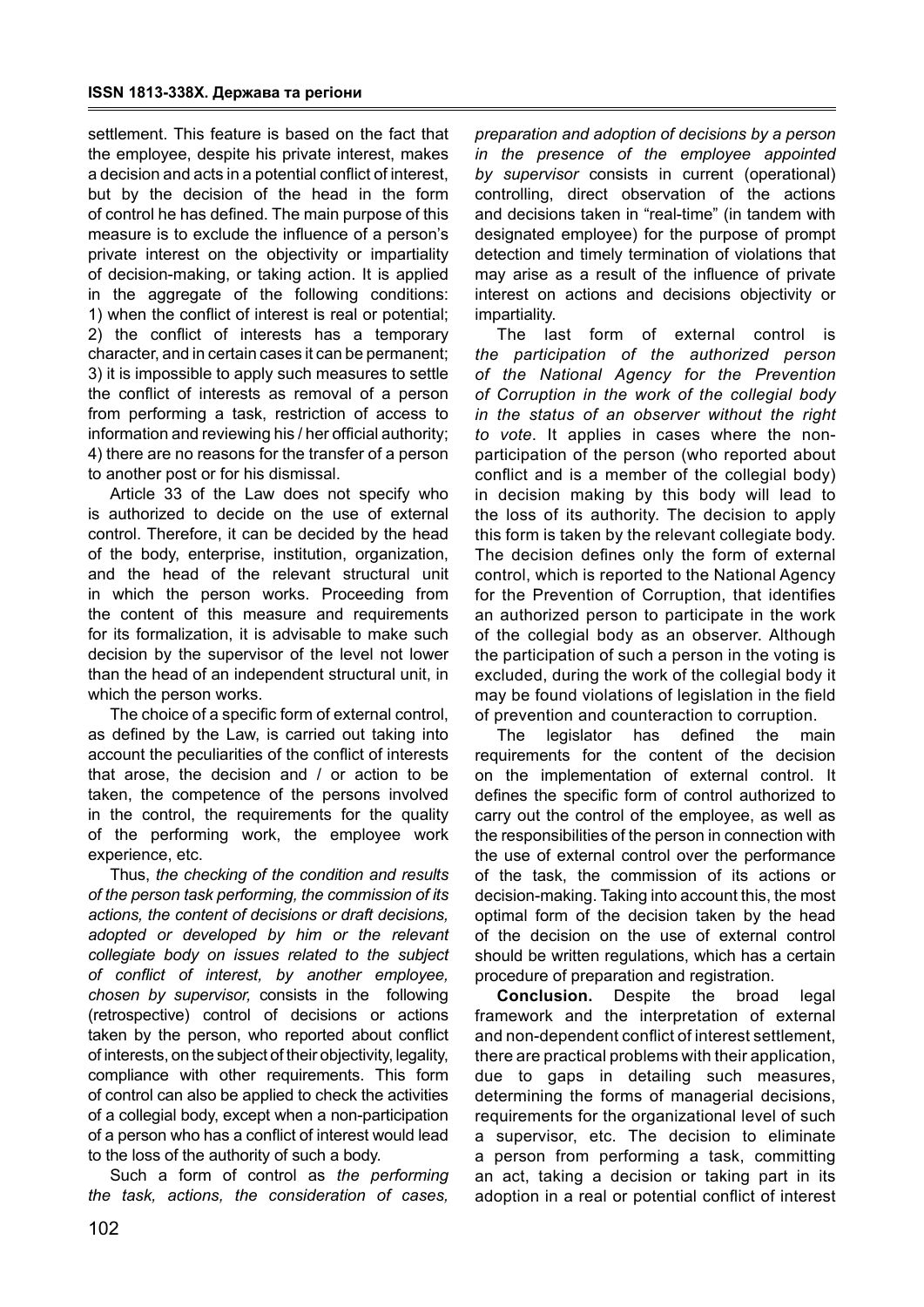settlement. This feature is based on the fact that the employee, despite his private interest, makes a decision and acts in a potential conflict of interest, but by the decision of the head in the form of control he has defined. The main purpose of this measure is to exclude the influence of a person's private interest on the objectivity or impartiality of decision-making, or taking action. It is applied in the aggregate of the following conditions: 1) when the conflict of interest is real or potential; 2) the conflict of interests has a temporary character, and in certain cases it can be permanent; 3) it is impossible to apply such measures to settle the conflict of interests as removal of a person from performing a task, restriction of access to information and reviewing his / her official authority; 4) there are no reasons for the transfer of a person to another post or for his dismissal.

Article 33 of the Law does not specify who is authorized to decide on the use of external control. Therefore, it can be decided by the head of the body, enterprise, institution, organization, and the head of the relevant structural unit in which the person works. Proceeding from the content of this measure and requirements for its formalization, it is advisable to make such decision by the supervisor of the level not lower than the head of an independent structural unit, in which the person works.

The choice of a specific form of external control, as defined by the Law, is carried out taking into account the peculiarities of the conflict of interests that arose, the decision and / or action to be taken, the competence of the persons involved in the control, the requirements for the quality of the performing work, the employee work experience, etc.

Thus, *the checking of the condition and results of the person task performing, the commission of its actions, the content of decisions or draft decisions, adopted or developed by him or the relevant collegiate body on issues related to the subject of conflict of interest, by another employee, chosen by supervisor,* consists in the following (retrospective) control of decisions or actions taken by the person, who reported about conflict of interests, on the subject of their objectivity, legality, compliance with other requirements. This form of control can also be applied to check the activities of a collegial body, except when a non-participation of a person who has a conflict of interest would lead to the loss of the authority of such a body.

Such a form of control as *the performing the task, actions, the consideration of cases, preparation and adoption of decisions by a person in the presence of the employee appointed by supervisor* consists in current (operational) controlling, direct observation of the actions and decisions taken in "real-time" (in tandem with designated employee) for the purpose of prompt detection and timely termination of violations that may arise as a result of the influence of private interest on actions and decisions objectivity or impartiality.

The last form of external control is *the participation of the authorized person of the National Agency for the Prevention of Corruption in the work of the collegial body in the status of an observer without the right to vote*. It applies in cases where the non-participation of the person (who reported about conflict and is a member of the collegial body) in decision making by this body will lead to the loss of its authority. The decision to apply this form is taken by the relevant collegiate body. The decision defines only the form of external control, which is reported to the National Agency for the Prevention of Corruption, that identifies an authorized person to participate in the work of the collegial body as an observer. Although the participation of such a person in the voting is excluded, during the work of the collegial body it may be found violations of legislation in the field of prevention and counteraction to corruption.

The legislator has defined the main requirements for the content of the decision on the implementation of external control. It defines the specific form of control authorized to carry out the control of the employee, as well as the responsibilities of the person in connection with the use of external control over the performance of the task, the commission of its actions or decision-making. Taking into account this, the most optimal form of the decision taken by the head of the decision on the use of external control should be written regulations, which has a certain procedure of preparation and registration.

**Conclusion.** Despite the broad legal framework and the interpretation of external and non-dependent conflict of interest settlement, there are practical problems with their application, due to gaps in detailing such measures, determining the forms of managerial decisions, requirements for the organizational level of such a supervisor, etc. The decision to eliminate a person from performing a task, committing an act, taking a decision or taking part in its adoption in a real or potential conflict of interest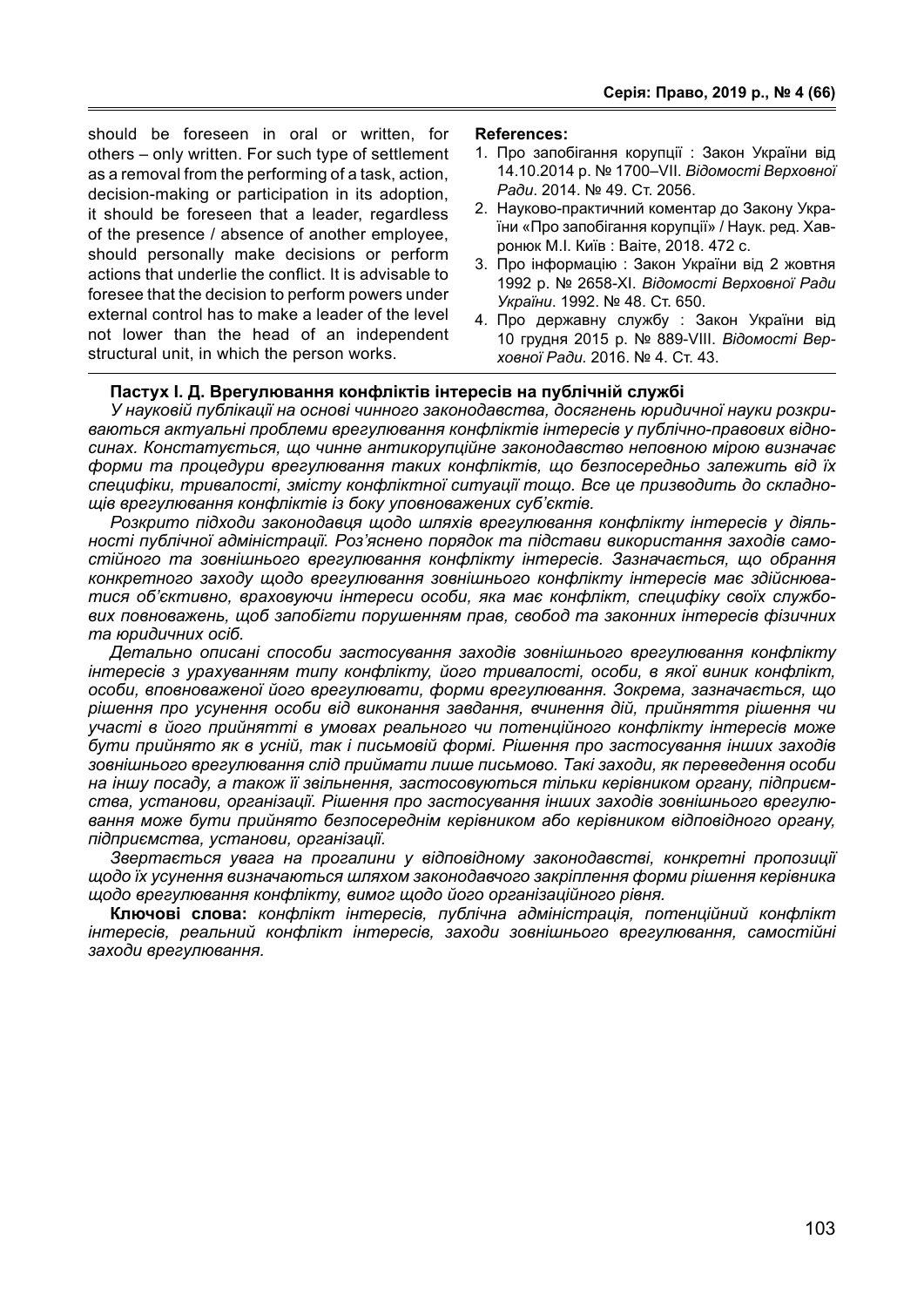should be foreseen in oral or written, for others – only written. For such type of settlement as a removal from the performing of a task, action, decision-making or participation in its adoption, it should be foreseen that a leader, regardless of the presence / absence of another employee, should personally make decisions or perform actions that underlie the conflict. It is advisable to foresee that the decision to perform powers under external control has to make a leader of the level not lower than the head of an independent structural unit, in which the person works.

**References:**

1. Про запобігання корупції : Закон України від 14.10.2014 р. № 1700–VII. *Відомості Верховної Ради*. 2014. № 49. Ст. 2056.
2. Науково-практичний коментар до Закону України «Про запобігання корупції» / Наук. ред. Хавронюк М.І. Київ : Ваіте, 2018. 472 с.
3. Про інформацію : Закон України від 2 жовтня 1992 р. № 2658-XI. *Відомості Верховної Ради України*. 1992. № 48. Ст. 650.
4. Про державну службу : Закон України від 10 грудня 2015 р. № 889-VIII. *Відомості Верховної Ради*. 2016. № 4. Ст. 43.

**Пастух І. Д. Врегулювання конфліктів інтересів на публічній службі**

*У науковій публікації на основі чинного законодавства, досягнень юридичної науки розкриваються актуальні проблеми врегулювання конфліктів інтересів у публічно-правових відносинах. Констатується, що чинне антикорупційне законодавство неповною мірою визначає форми та процедури врегулювання таких конфліктів, що безпосередньо залежить від їх специфіки, тривалості, змісту конфліктної ситуації тощо. Все це призводить до складнощів врегулювання конфліктів із боку уповноважених суб'єктів.*

*Розкрито підходи законодавця щодо шляхів врегулювання конфлікту інтересів у діяльності публічної адміністрації. Роз'яснено порядок та підстави використання заходів самостійного та зовнішнього врегулювання конфлікту інтересів. Зазначається, що обрання конкретного заходу щодо врегулювання зовнішнього конфлікту інтересів має здійснюватися об'єктивно, враховуючи інтереси особи, яка має конфлікт, специфіку своїх службових повноважень, щоб запобігти порушенням прав, свобод та законних інтересів фізичних та юридичних осіб.*

*Детально описані способи застосування заходів зовнішнього врегулювання конфлікту інтересів з урахуванням типу конфлікту, його тривалості, особи, в якої виник конфлікт, особи, вповноваженої його врегулювати, форми врегулювання. Зокрема, зазначається, що рішення про усунення особи від виконання завдання, вчинення дій, прийняття рішення чи участі в його прийнятті в умовах реального чи потенційного конфлікту інтересів може бути прийнято як в усній, так і письмовій формі. Рішення про застосування інших заходів зовнішнього врегулювання слід приймати лише письмово. Такі заходи, як переведення особи на іншу посаду, а також її звільнення, застосовуються тільки керівником органу, підприємства, установи, організації. Рішення про застосування інших заходів зовнішнього врегулювання може бути прийнято безпосереднім керівником або керівником відповідного органу, підприємства, установи, організації.*

*Звертається увага на прогалини у відповідному законодавстві, конкретні пропозиції щодо їх усунення визначаються шляхом законодавчого закріплення форми рішення керівника щодо врегулювання конфлікту, вимог щодо його організаційного рівня.*

**Ключові слова:** *конфлікт інтересів, публічна адміністрація, потенційний конфлікт інтересів, реальний конфлікт інтересів, заходи зовнішнього врегулювання, самостійні заходи врегулювання.*